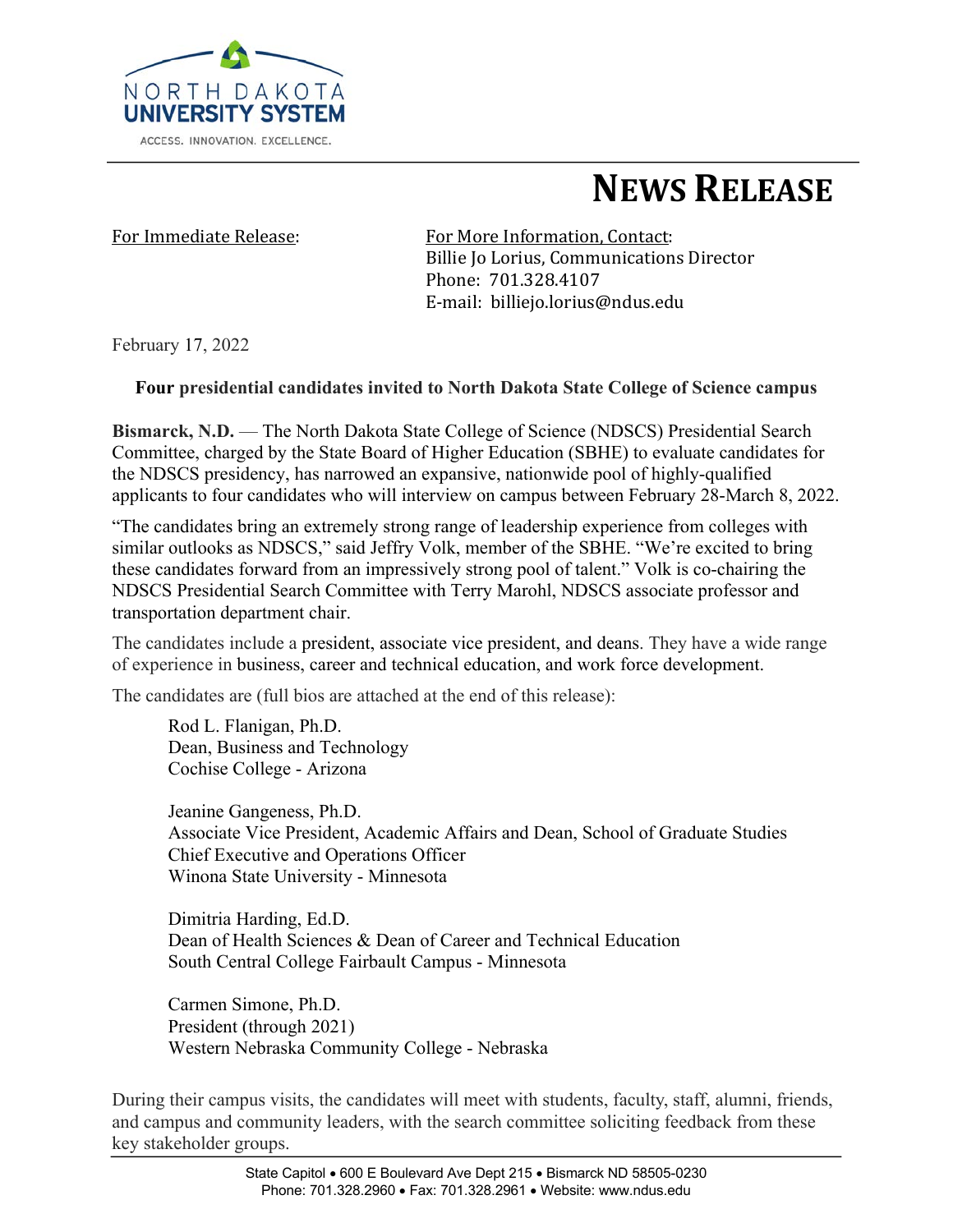NORTH DAKOTA
UNIVERSITY SYSTEM

ACCESS. INNOVATION. EXCELLENCE.

# NEWS RELEASE

For Immediate Release:

For More Information, Contact:
Billie Jo Lorius, Communications Director
Phone: 701.328.4107
E-mail: billiejo.lorius@ndus.edu

February 17, 2022

**Four presidential candidates invited to North Dakota State College of Science campus**

**Bismarck, N.D.** — The North Dakota State College of Science (NDSCS) Presidential Search Committee, charged by the State Board of Higher Education (SBHE) to evaluate candidates for the NDSCS presidency, has narrowed an expansive, nationwide pool of highly-qualified applicants to four candidates who will interview on campus between February 28-March 8, 2022.

"The candidates bring an extremely strong range of leadership experience from colleges with similar outlooks as NDSCS," said Jeffry Volk, member of the SBHE. "We're excited to bring these candidates forward from an impressively strong pool of talent." Volk is co-chairing the NDSCS Presidential Search Committee with Terry Marohl, NDSCS associate professor and transportation department chair.

The candidates include a president, associate vice president, and deans. They have a wide range of experience in business, career and technical education, and work force development.

The candidates are (full bios are attached at the end of this release):

Rod L. Flanigan, Ph.D.
Dean, Business and Technology
Cochise College - Arizona

Jeanine Gangeness, Ph.D.
Associate Vice President, Academic Affairs and Dean, School of Graduate Studies
Chief Executive and Operations Officer
Winona State University - Minnesota

Dimitria Harding, Ed.D.
Dean of Health Sciences & Dean of Career and Technical Education
South Central College Fairbault Campus - Minnesota

Carmen Simone, Ph.D.
President (through 2021)
Western Nebraska Community College - Nebraska

During their campus visits, the candidates will meet with students, faculty, staff, alumni, friends, and campus and community leaders, with the search committee soliciting feedback from these key stakeholder groups.

State Capitol • 600 E Boulevard Ave Dept 215 • Bismarck ND 58505-0230
Phone: 701.328.2960 • Fax: 701.328.2961 • Website: www.ndus.edu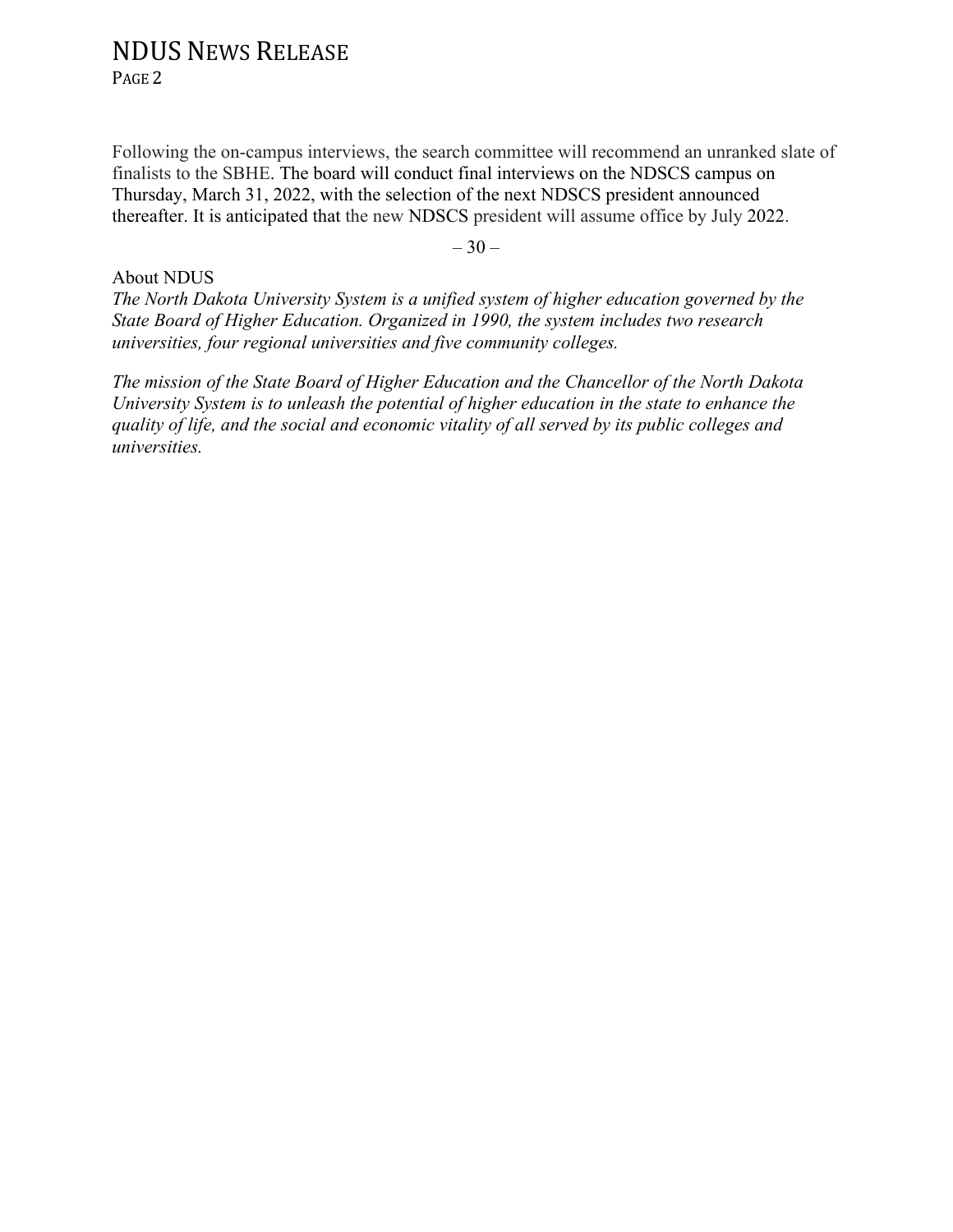Following the on-campus interviews, the search committee will recommend an unranked slate of finalists to the SBHE. The board will conduct final interviews on the NDSCS campus on Thursday, March 31, 2022, with the selection of the next NDSCS president announced thereafter. It is anticipated that the new NDSCS president will assume office by July 2022.

– 30 –

About NDUS

*The North Dakota University System is a unified system of higher education governed by the State Board of Higher Education. Organized in 1990, the system includes two research universities, four regional universities and five community colleges.*

*The mission of the State Board of Higher Education and the Chancellor of the North Dakota University System is to unleash the potential of higher education in the state to enhance the quality of life, and the social and economic vitality of all served by its public colleges and universities.*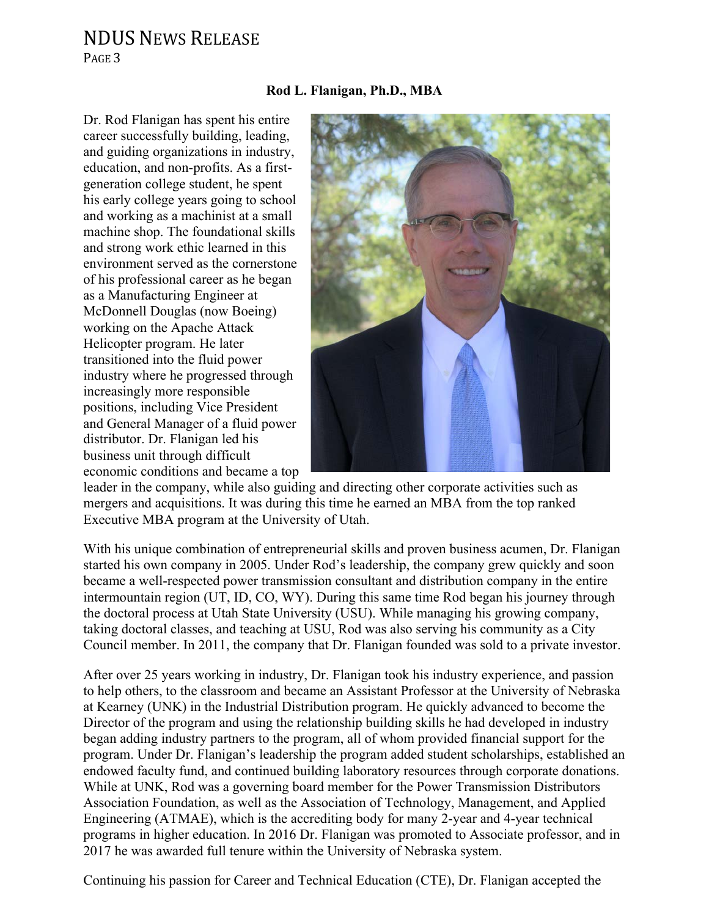**Rod L. Flanigan, Ph.D., MBA**

Dr. Rod Flanigan has spent his entire career successfully building, leading, and guiding organizations in industry, education, and non-profits. As a first-generation college student, he spent his early college years going to school and working as a machinist at a small machine shop. The foundational skills and strong work ethic learned in this environment served as the cornerstone of his professional career as he began as a Manufacturing Engineer at McDonnell Douglas (now Boeing) working on the Apache Attack Helicopter program. He later transitioned into the fluid power industry where he progressed through increasingly more responsible positions, including Vice President and General Manager of a fluid power distributor. Dr. Flanigan led his business unit through difficult economic conditions and became a top leader in the company, while also guiding and directing other corporate activities such as mergers and acquisitions. It was during this time he earned an MBA from the top ranked Executive MBA program at the University of Utah.

With his unique combination of entrepreneurial skills and proven business acumen, Dr. Flanigan started his own company in 2005. Under Rod's leadership, the company grew quickly and soon became a well-respected power transmission consultant and distribution company in the entire intermountain region (UT, ID, CO, WY). During this same time Rod began his journey through the doctoral process at Utah State University (USU). While managing his growing company, taking doctoral classes, and teaching at USU, Rod was also serving his community as a City Council member. In 2011, the company that Dr. Flanigan founded was sold to a private investor.

After over 25 years working in industry, Dr. Flanigan took his industry experience, and passion to help others, to the classroom and became an Assistant Professor at the University of Nebraska at Kearney (UNK) in the Industrial Distribution program. He quickly advanced to become the Director of the program and using the relationship building skills he had developed in industry began adding industry partners to the program, all of whom provided financial support for the program. Under Dr. Flanigan's leadership the program added student scholarships, established an endowed faculty fund, and continued building laboratory resources through corporate donations. While at UNK, Rod was a governing board member for the Power Transmission Distributors Association Foundation, as well as the Association of Technology, Management, and Applied Engineering (ATMAE), which is the accrediting body for many 2-year and 4-year technical programs in higher education. In 2016 Dr. Flanigan was promoted to Associate professor, and in 2017 he was awarded full tenure within the University of Nebraska system.

Continuing his passion for Career and Technical Education (CTE), Dr. Flanigan accepted the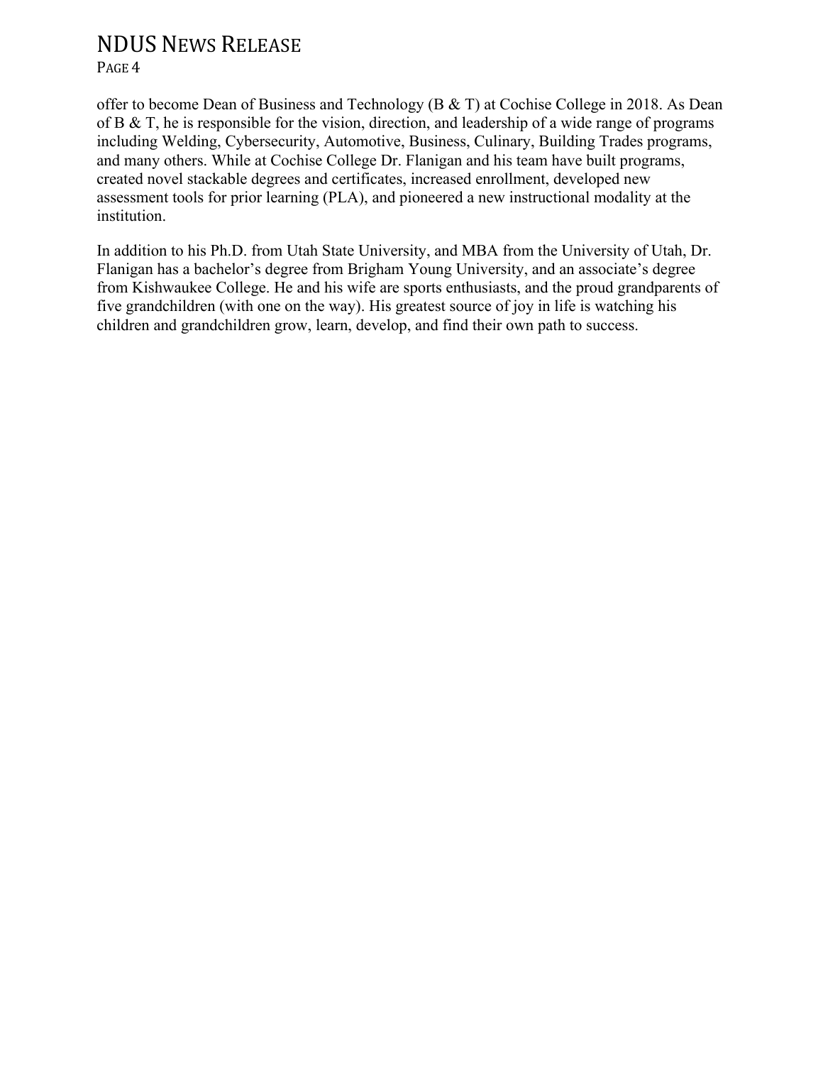offer to become Dean of Business and Technology (B & T) at Cochise College in 2018. As Dean of B & T, he is responsible for the vision, direction, and leadership of a wide range of programs including Welding, Cybersecurity, Automotive, Business, Culinary, Building Trades programs, and many others. While at Cochise College Dr. Flanigan and his team have built programs, created novel stackable degrees and certificates, increased enrollment, developed new assessment tools for prior learning (PLA), and pioneered a new instructional modality at the institution.

In addition to his Ph.D. from Utah State University, and MBA from the University of Utah, Dr. Flanigan has a bachelor's degree from Brigham Young University, and an associate's degree from Kishwaukee College. He and his wife are sports enthusiasts, and the proud grandparents of five grandchildren (with one on the way). His greatest source of joy in life is watching his children and grandchildren grow, learn, develop, and find their own path to success.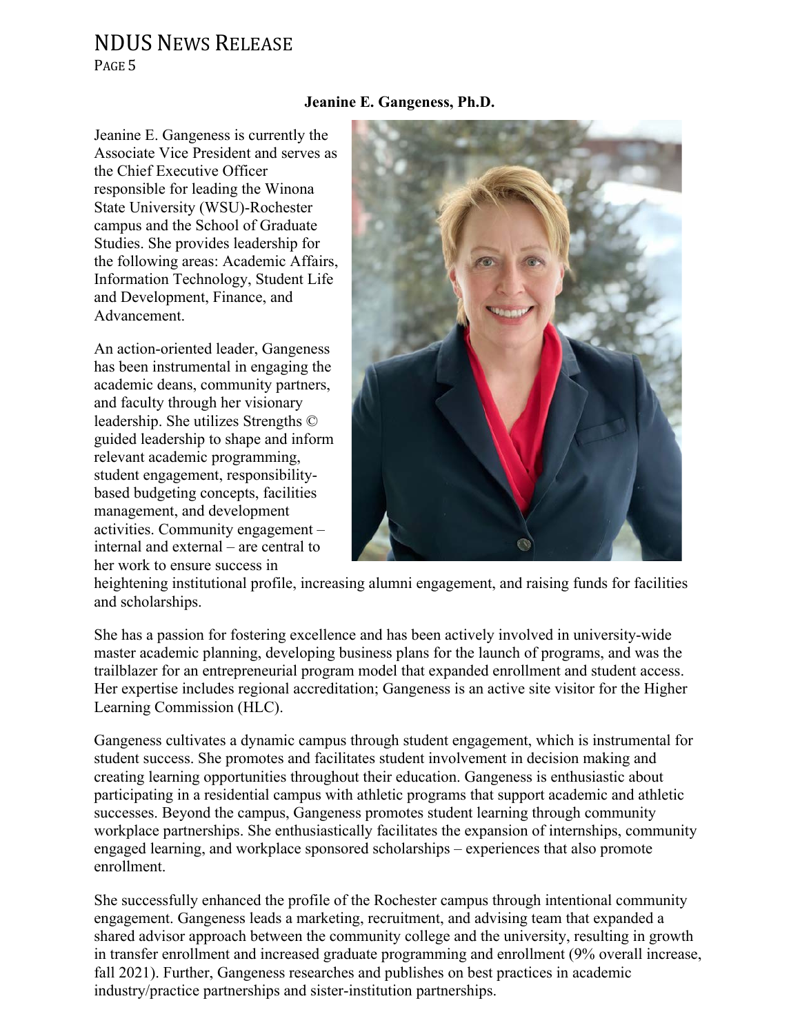**Jeanine E. Gangeness, Ph.D.**

Jeanine E. Gangeness is currently the Associate Vice President and serves as the Chief Executive Officer responsible for leading the Winona State University (WSU)-Rochester campus and the School of Graduate Studies. She provides leadership for the following areas: Academic Affairs, Information Technology, Student Life and Development, Finance, and Advancement.

An action-oriented leader, Gangeness has been instrumental in engaging the academic deans, community partners, and faculty through her visionary leadership. She utilizes Strengths © guided leadership to shape and inform relevant academic programming, student engagement, responsibility-based budgeting concepts, facilities management, and development activities. Community engagement – internal and external – are central to her work to ensure success in heightening institutional profile, increasing alumni engagement, and raising funds for facilities and scholarships.

She has a passion for fostering excellence and has been actively involved in university-wide master academic planning, developing business plans for the launch of programs, and was the trailblazer for an entrepreneurial program model that expanded enrollment and student access. Her expertise includes regional accreditation; Gangeness is an active site visitor for the Higher Learning Commission (HLC).

Gangeness cultivates a dynamic campus through student engagement, which is instrumental for student success. She promotes and facilitates student involvement in decision making and creating learning opportunities throughout their education. Gangeness is enthusiastic about participating in a residential campus with athletic programs that support academic and athletic successes. Beyond the campus, Gangeness promotes student learning through community workplace partnerships. She enthusiastically facilitates the expansion of internships, community engaged learning, and workplace sponsored scholarships – experiences that also promote enrollment.

She successfully enhanced the profile of the Rochester campus through intentional community engagement. Gangeness leads a marketing, recruitment, and advising team that expanded a shared advisor approach between the community college and the university, resulting in growth in transfer enrollment and increased graduate programming and enrollment (9% overall increase, fall 2021). Further, Gangeness researches and publishes on best practices in academic industry/practice partnerships and sister-institution partnerships.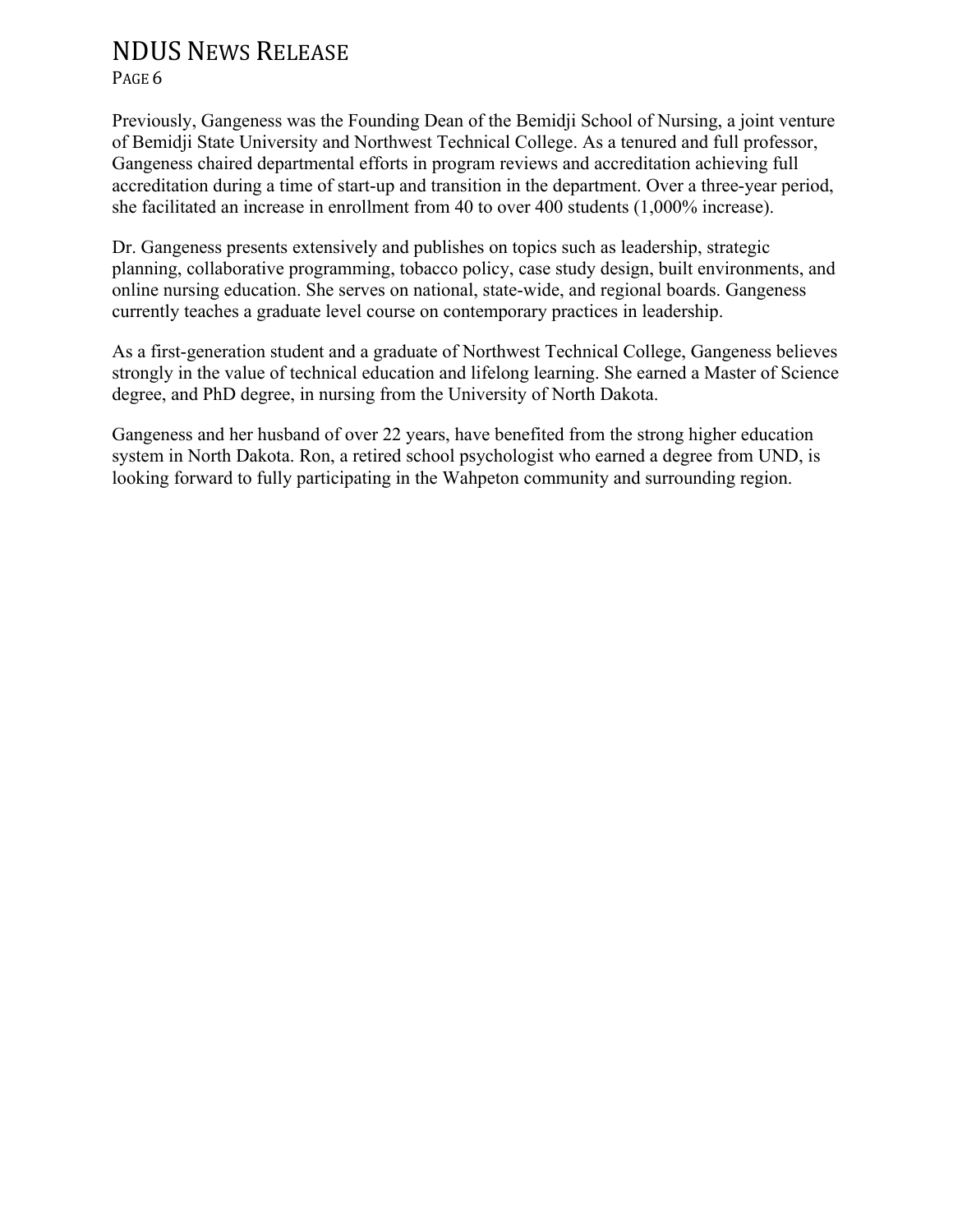Previously, Gangeness was the Founding Dean of the Bemidji School of Nursing, a joint venture of Bemidji State University and Northwest Technical College. As a tenured and full professor, Gangeness chaired departmental efforts in program reviews and accreditation achieving full accreditation during a time of start-up and transition in the department. Over a three-year period, she facilitated an increase in enrollment from 40 to over 400 students (1,000% increase).

Dr. Gangeness presents extensively and publishes on topics such as leadership, strategic planning, collaborative programming, tobacco policy, case study design, built environments, and online nursing education. She serves on national, state-wide, and regional boards. Gangeness currently teaches a graduate level course on contemporary practices in leadership.

As a first-generation student and a graduate of Northwest Technical College, Gangeness believes strongly in the value of technical education and lifelong learning. She earned a Master of Science degree, and PhD degree, in nursing from the University of North Dakota.

Gangeness and her husband of over 22 years, have benefited from the strong higher education system in North Dakota. Ron, a retired school psychologist who earned a degree from UND, is looking forward to fully participating in the Wahpeton community and surrounding region.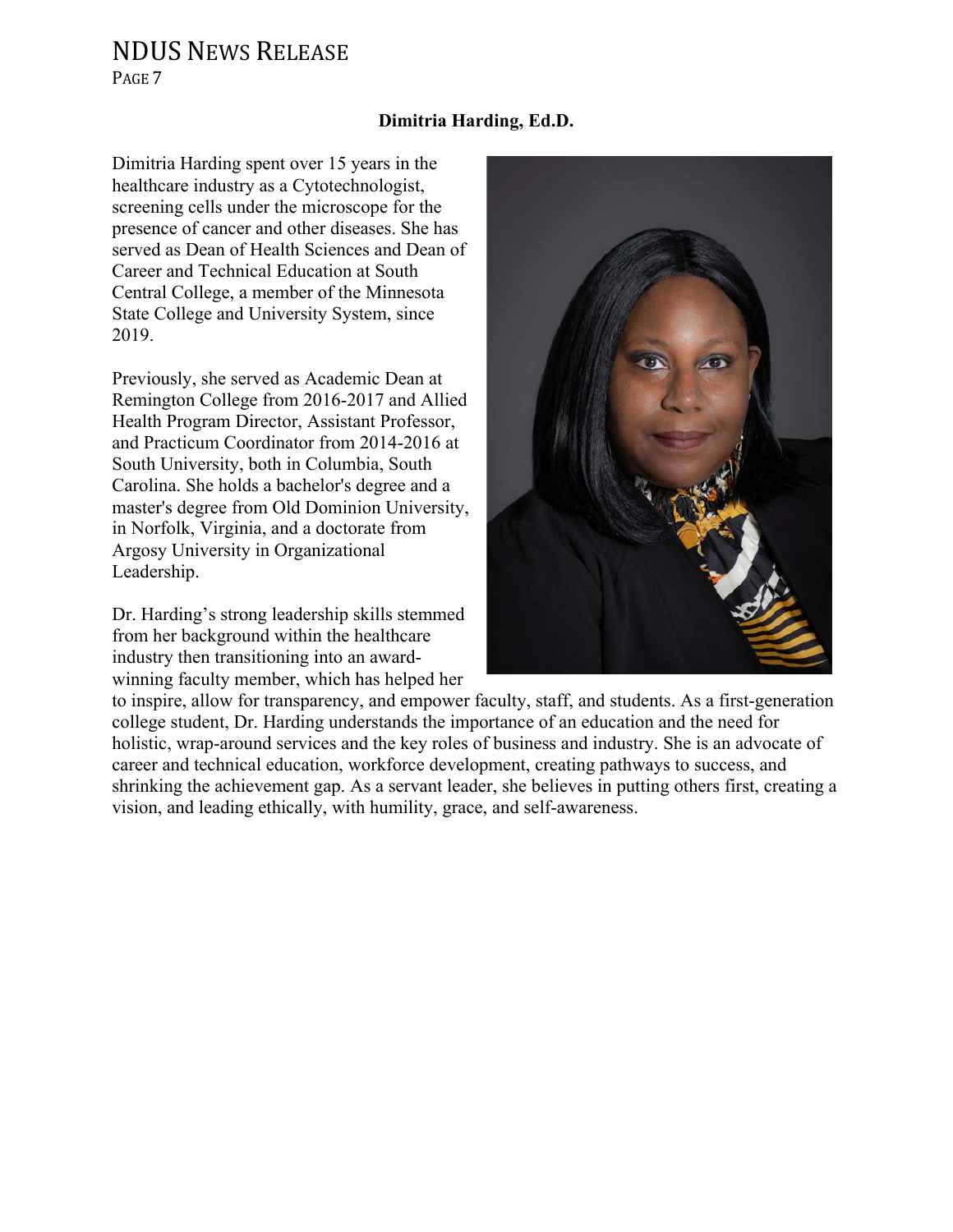## Dimitria Harding, Ed.D.

Dimitria Harding spent over 15 years in the healthcare industry as a Cytotechnologist, screening cells under the microscope for the presence of cancer and other diseases. She has served as Dean of Health Sciences and Dean of Career and Technical Education at South Central College, a member of the Minnesota State College and University System, since 2019.

Previously, she served as Academic Dean at Remington College from 2016-2017 and Allied Health Program Director, Assistant Professor, and Practicum Coordinator from 2014-2016 at South University, both in Columbia, South Carolina. She holds a bachelor's degree and a master's degree from Old Dominion University, in Norfolk, Virginia, and a doctorate from Argosy University in Organizational Leadership.

Dr. Harding's strong leadership skills stemmed from her background within the healthcare industry then transitioning into an award-winning faculty member, which has helped her to inspire, allow for transparency, and empower faculty, staff, and students. As a first-generation college student, Dr. Harding understands the importance of an education and the need for holistic, wrap-around services and the key roles of business and industry. She is an advocate of career and technical education, workforce development, creating pathways to success, and shrinking the achievement gap. As a servant leader, she believes in putting others first, creating a vision, and leading ethically, with humility, grace, and self-awareness.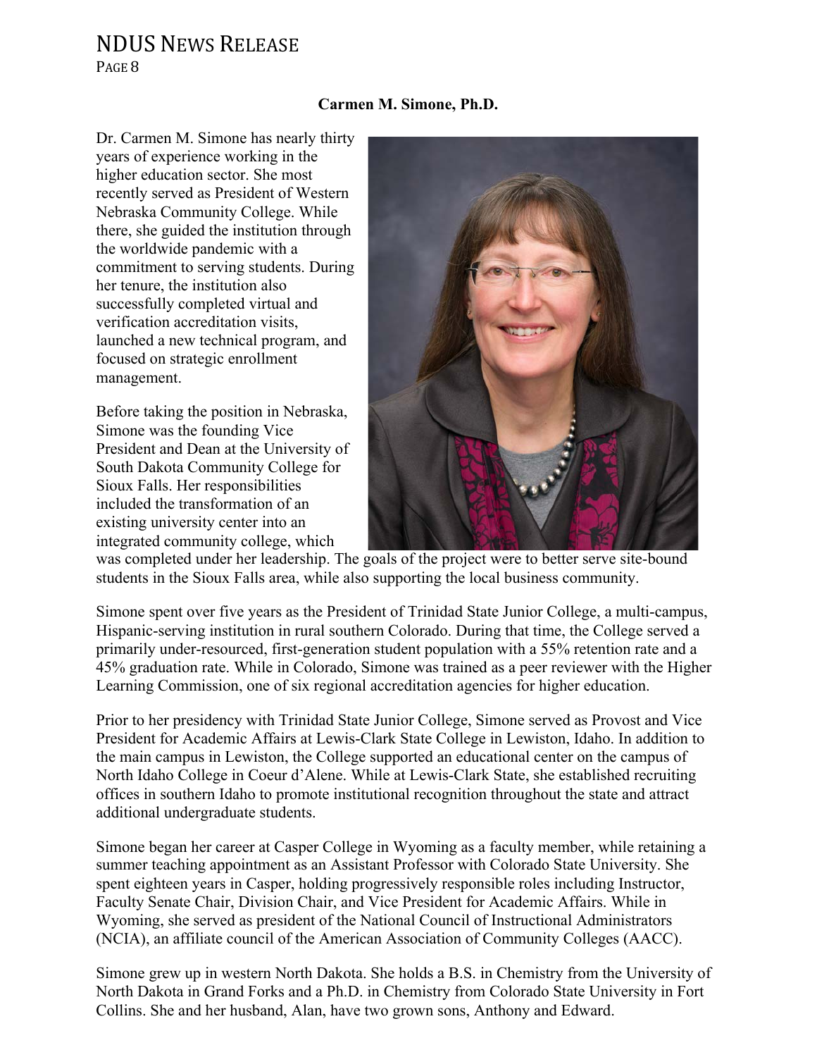## Carmen M. Simone, Ph.D.

Dr. Carmen M. Simone has nearly thirty years of experience working in the higher education sector. She most recently served as President of Western Nebraska Community College. While there, she guided the institution through the worldwide pandemic with a commitment to serving students. During her tenure, the institution also successfully completed virtual and verification accreditation visits, launched a new technical program, and focused on strategic enrollment management.

Before taking the position in Nebraska, Simone was the founding Vice President and Dean at the University of South Dakota Community College for Sioux Falls. Her responsibilities included the transformation of an existing university center into an integrated community college, which was completed under her leadership. The goals of the project were to better serve site-bound students in the Sioux Falls area, while also supporting the local business community.

Simone spent over five years as the President of Trinidad State Junior College, a multi-campus, Hispanic-serving institution in rural southern Colorado. During that time, the College served a primarily under-resourced, first-generation student population with a 55% retention rate and a 45% graduation rate. While in Colorado, Simone was trained as a peer reviewer with the Higher Learning Commission, one of six regional accreditation agencies for higher education.

Prior to her presidency with Trinidad State Junior College, Simone served as Provost and Vice President for Academic Affairs at Lewis-Clark State College in Lewiston, Idaho. In addition to the main campus in Lewiston, the College supported an educational center on the campus of North Idaho College in Coeur d'Alene. While at Lewis-Clark State, she established recruiting offices in southern Idaho to promote institutional recognition throughout the state and attract additional undergraduate students.

Simone began her career at Casper College in Wyoming as a faculty member, while retaining a summer teaching appointment as an Assistant Professor with Colorado State University. She spent eighteen years in Casper, holding progressively responsible roles including Instructor, Faculty Senate Chair, Division Chair, and Vice President for Academic Affairs. While in Wyoming, she served as president of the National Council of Instructional Administrators (NCIA), an affiliate council of the American Association of Community Colleges (AACC).

Simone grew up in western North Dakota. She holds a B.S. in Chemistry from the University of North Dakota in Grand Forks and a Ph.D. in Chemistry from Colorado State University in Fort Collins. She and her husband, Alan, have two grown sons, Anthony and Edward.